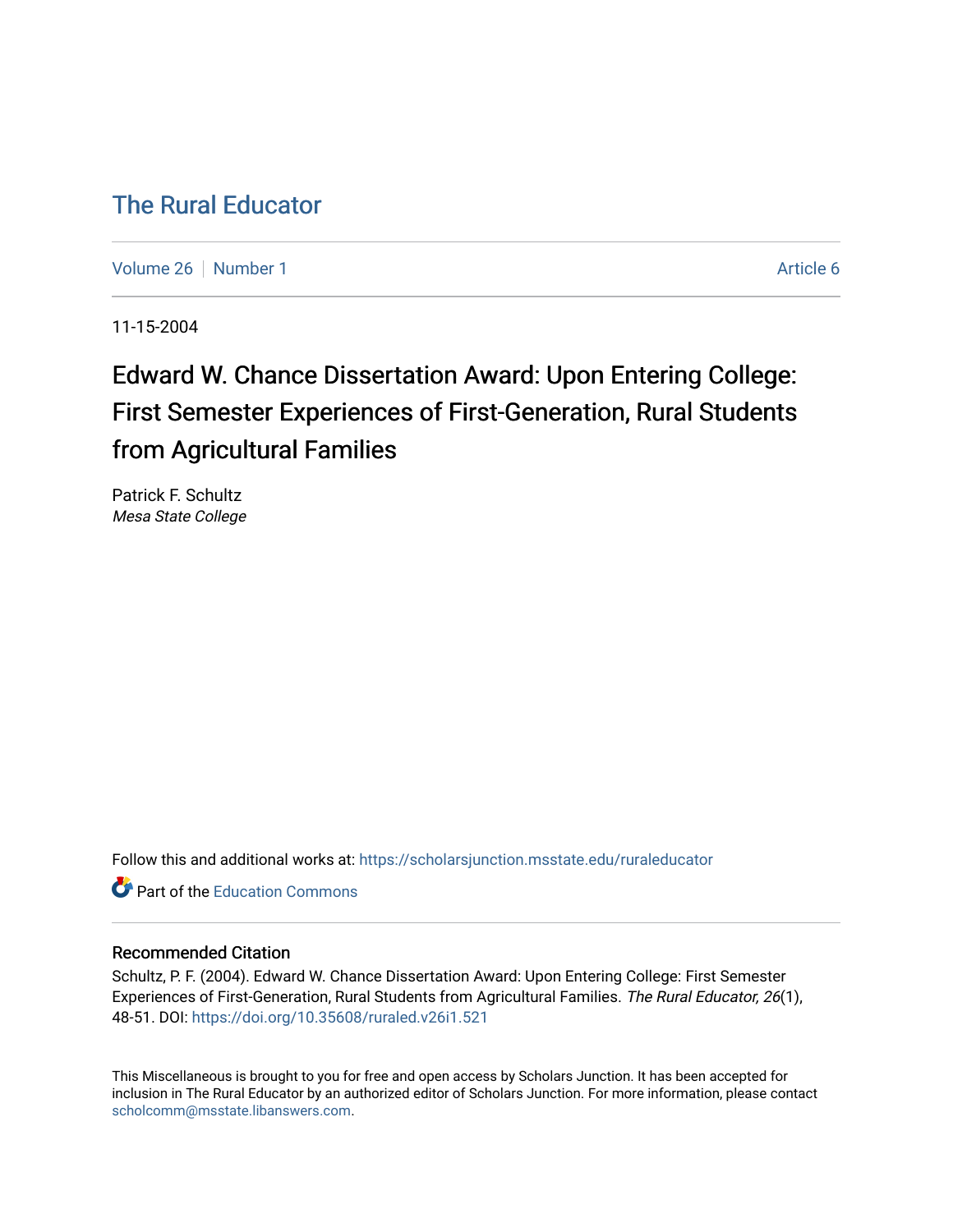# The Rural Educator

Volume 26 | Number 1 | Article 6

11-15-2004

## Edward W. Chance Dissertation Award: Upon Entering College: First Semester Experiences of First-Generation, Rural Students from Agricultural Families

Patrick F. Schultz
*Mesa State College*

Follow this and additional works at: https://scholarsjunction.msstate.edu/ruraleducator

Part of the Education Commons

### Recommended Citation

Schultz, P. F. (2004). Edward W. Chance Dissertation Award: Upon Entering College: First Semester Experiences of First-Generation, Rural Students from Agricultural Families. *The Rural Educator, 26*(1), 48-51. DOI: https://doi.org/10.35608/ruraled.v26i1.521

This Miscellaneous is brought to you for free and open access by Scholars Junction. It has been accepted for inclusion in The Rural Educator by an authorized editor of Scholars Junction. For more information, please contact scholcomm@msstate.libanswers.com.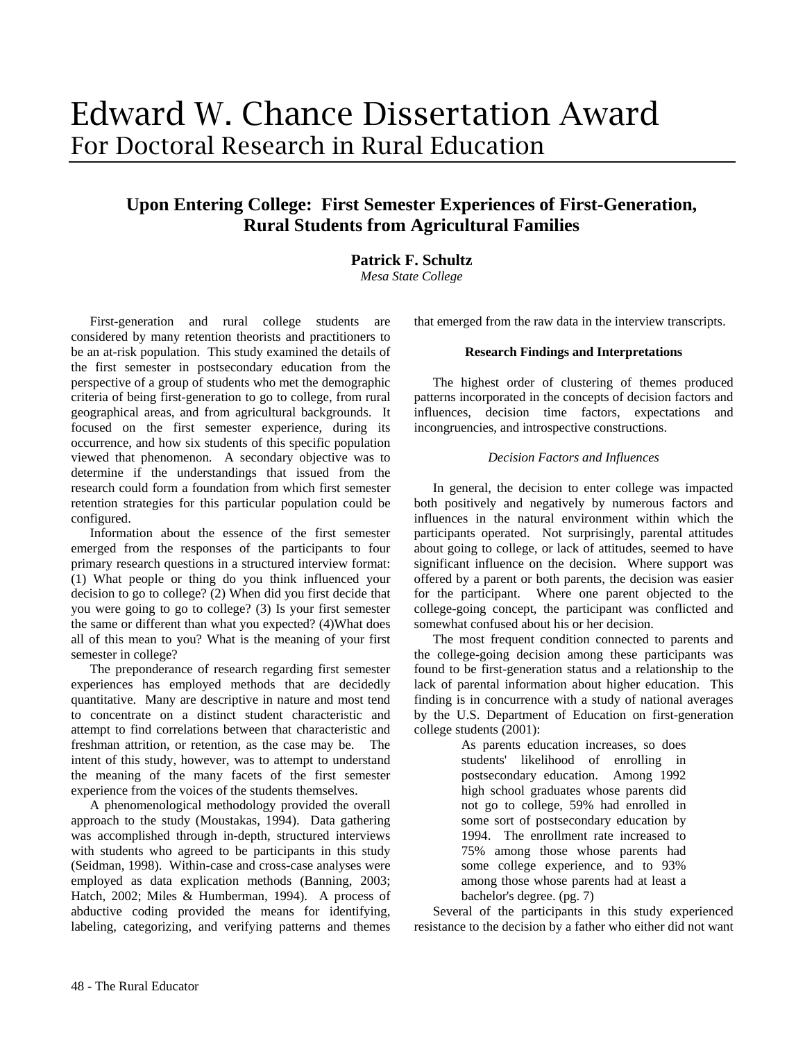# Edward W. Chance Dissertation Award
## For Doctoral Research in Rural Education

### Upon Entering College: First Semester Experiences of First-Generation, Rural Students from Agricultural Families

**Patrick F. Schultz**
*Mesa State College*

First-generation and rural college students are considered by many retention theorists and practitioners to be an at-risk population. This study examined the details of the first semester in postsecondary education from the perspective of a group of students who met the demographic criteria of being first-generation to go to college, from rural geographical areas, and from agricultural backgrounds. It focused on the first semester experience, during its occurrence, and how six students of this specific population viewed that phenomenon. A secondary objective was to determine if the understandings that issued from the research could form a foundation from which first semester retention strategies for this particular population could be configured.

Information about the essence of the first semester emerged from the responses of the participants to four primary research questions in a structured interview format: (1) What people or thing do you think influenced your decision to go to college? (2) When did you first decide that you were going to go to college? (3) Is your first semester the same or different than what you expected? (4)What does all of this mean to you? What is the meaning of your first semester in college?

The preponderance of research regarding first semester experiences has employed methods that are decidedly quantitative. Many are descriptive in nature and most tend to concentrate on a distinct student characteristic and attempt to find correlations between that characteristic and freshman attrition, or retention, as the case may be. The intent of this study, however, was to attempt to understand the meaning of the many facets of the first semester experience from the voices of the students themselves.

A phenomenological methodology provided the overall approach to the study (Moustakas, 1994). Data gathering was accomplished through in-depth, structured interviews with students who agreed to be participants in this study (Seidman, 1998). Within-case and cross-case analyses were employed as data explication methods (Banning, 2003; Hatch, 2002; Miles & Humberman, 1994). A process of abductive coding provided the means for identifying, labeling, categorizing, and verifying patterns and themes that emerged from the raw data in the interview transcripts.

#### Research Findings and Interpretations

The highest order of clustering of themes produced patterns incorporated in the concepts of decision factors and influences, decision time factors, expectations and incongruencies, and introspective constructions.

*Decision Factors and Influences*

In general, the decision to enter college was impacted both positively and negatively by numerous factors and influences in the natural environment within which the participants operated. Not surprisingly, parental attitudes about going to college, or lack of attitudes, seemed to have significant influence on the decision. Where support was offered by a parent or both parents, the decision was easier for the participant. Where one parent objected to the college-going concept, the participant was conflicted and somewhat confused about his or her decision.

The most frequent condition connected to parents and the college-going decision among these participants was found to be first-generation status and a relationship to the lack of parental information about higher education. This finding is in concurrence with a study of national averages by the U.S. Department of Education on first-generation college students (2001):

> As parents education increases, so does students' likelihood of enrolling in postsecondary education. Among 1992 high school graduates whose parents did not go to college, 59% had enrolled in some sort of postsecondary education by 1994. The enrollment rate increased to 75% among those whose parents had some college experience, and to 93% among those whose parents had at least a bachelor's degree. (pg. 7)

Several of the participants in this study experienced resistance to the decision by a father who either did not want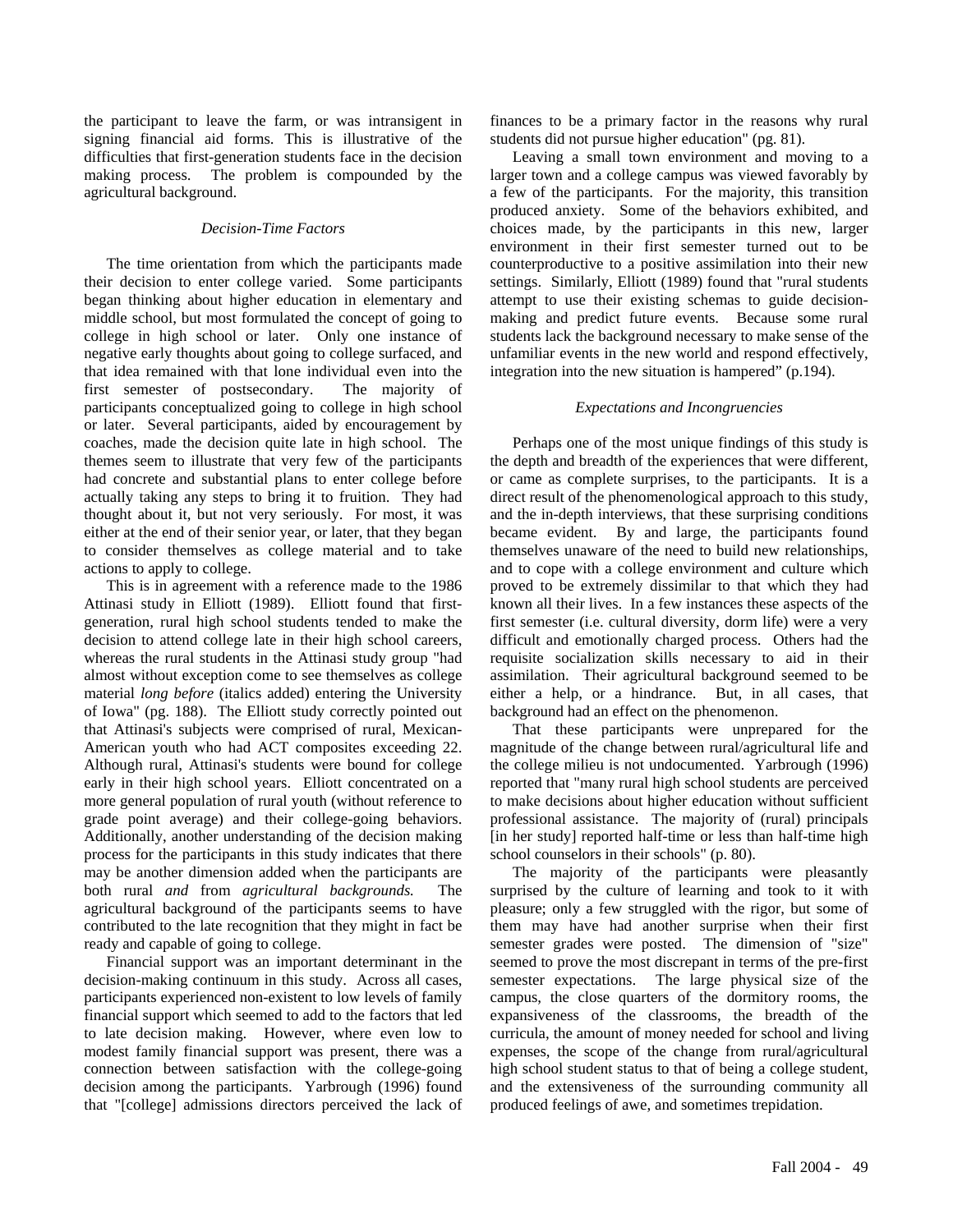the participant to leave the farm, or was intransigent in signing financial aid forms. This is illustrative of the difficulties that first-generation students face in the decision making process. The problem is compounded by the agricultural background.

### *Decision-Time Factors*

The time orientation from which the participants made their decision to enter college varied. Some participants began thinking about higher education in elementary and middle school, but most formulated the concept of going to college in high school or later. Only one instance of negative early thoughts about going to college surfaced, and that idea remained with that lone individual even into the first semester of postsecondary. The majority of participants conceptualized going to college in high school or later. Several participants, aided by encouragement by coaches, made the decision quite late in high school. The themes seem to illustrate that very few of the participants had concrete and substantial plans to enter college before actually taking any steps to bring it to fruition. They had thought about it, but not very seriously. For most, it was either at the end of their senior year, or later, that they began to consider themselves as college material and to take actions to apply to college.

This is in agreement with a reference made to the 1986 Attinasi study in Elliott (1989). Elliott found that first-generation, rural high school students tended to make the decision to attend college late in their high school careers, whereas the rural students in the Attinasi study group "had almost without exception come to see themselves as college material *long before* (italics added) entering the University of Iowa" (pg. 188). The Elliott study correctly pointed out that Attinasi's subjects were comprised of rural, Mexican-American youth who had ACT composites exceeding 22. Although rural, Attinasi's students were bound for college early in their high school years. Elliott concentrated on a more general population of rural youth (without reference to grade point average) and their college-going behaviors. Additionally, another understanding of the decision making process for the participants in this study indicates that there may be another dimension added when the participants are both rural *and* from *agricultural backgrounds.* The agricultural background of the participants seems to have contributed to the late recognition that they might in fact be ready and capable of going to college.

Financial support was an important determinant in the decision-making continuum in this study. Across all cases, participants experienced non-existent to low levels of family financial support which seemed to add to the factors that led to late decision making. However, where even low to modest family financial support was present, there was a connection between satisfaction with the college-going decision among the participants. Yarbrough (1996) found that "[college] admissions directors perceived the lack of finances to be a primary factor in the reasons why rural students did not pursue higher education" (pg. 81).

Leaving a small town environment and moving to a larger town and a college campus was viewed favorably by a few of the participants. For the majority, this transition produced anxiety. Some of the behaviors exhibited, and choices made, by the participants in this new, larger environment in their first semester turned out to be counterproductive to a positive assimilation into their new settings. Similarly, Elliott (1989) found that "rural students attempt to use their existing schemas to guide decision-making and predict future events. Because some rural students lack the background necessary to make sense of the unfamiliar events in the new world and respond effectively, integration into the new situation is hampered" (p.194).

### *Expectations and Incongruencies*

Perhaps one of the most unique findings of this study is the depth and breadth of the experiences that were different, or came as complete surprises, to the participants. It is a direct result of the phenomenological approach to this study, and the in-depth interviews, that these surprising conditions became evident. By and large, the participants found themselves unaware of the need to build new relationships, and to cope with a college environment and culture which proved to be extremely dissimilar to that which they had known all their lives. In a few instances these aspects of the first semester (i.e. cultural diversity, dorm life) were a very difficult and emotionally charged process. Others had the requisite socialization skills necessary to aid in their assimilation. Their agricultural background seemed to be either a help, or a hindrance. But, in all cases, that background had an effect on the phenomenon.

That these participants were unprepared for the magnitude of the change between rural/agricultural life and the college milieu is not undocumented. Yarbrough (1996) reported that "many rural high school students are perceived to make decisions about higher education without sufficient professional assistance. The majority of (rural) principals [in her study] reported half-time or less than half-time high school counselors in their schools" (p. 80).

The majority of the participants were pleasantly surprised by the culture of learning and took to it with pleasure; only a few struggled with the rigor, but some of them may have had another surprise when their first semester grades were posted. The dimension of "size" seemed to prove the most discrepant in terms of the pre-first semester expectations. The large physical size of the campus, the close quarters of the dormitory rooms, the expansiveness of the classrooms, the breadth of the curricula, the amount of money needed for school and living expenses, the scope of the change from rural/agricultural high school student status to that of being a college student, and the extensiveness of the surrounding community all produced feelings of awe, and sometimes trepidation.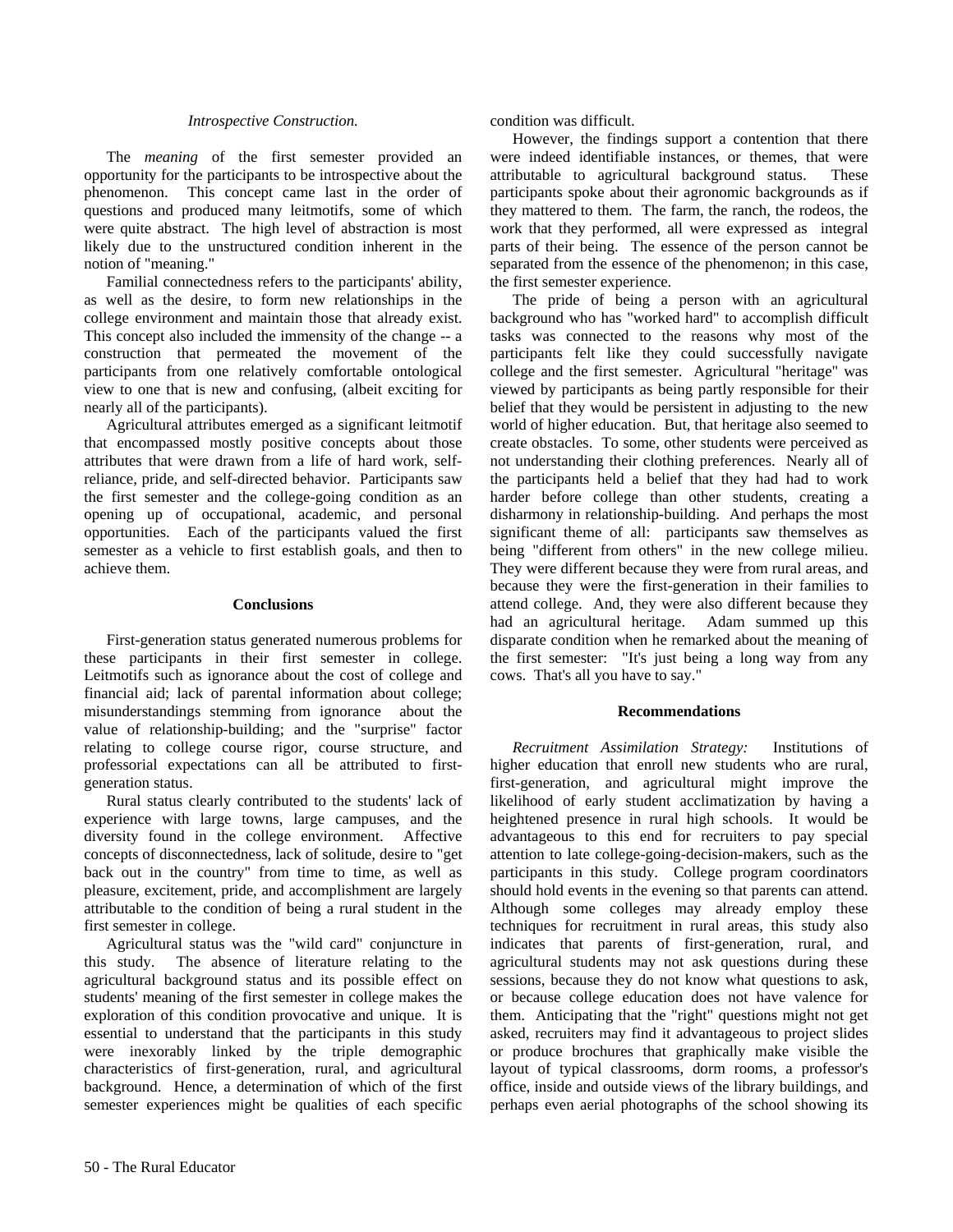*Introspective Construction.*

The *meaning* of the first semester provided an opportunity for the participants to be introspective about the phenomenon. This concept came last in the order of questions and produced many leitmotifs, some of which were quite abstract. The high level of abstraction is most likely due to the unstructured condition inherent in the notion of "meaning."

Familial connectedness refers to the participants' ability, as well as the desire, to form new relationships in the college environment and maintain those that already exist. This concept also included the immensity of the change -- a construction that permeated the movement of the participants from one relatively comfortable ontological view to one that is new and confusing, (albeit exciting for nearly all of the participants).

Agricultural attributes emerged as a significant leitmotif that encompassed mostly positive concepts about those attributes that were drawn from a life of hard work, self-reliance, pride, and self-directed behavior. Participants saw the first semester and the college-going condition as an opening up of occupational, academic, and personal opportunities. Each of the participants valued the first semester as a vehicle to first establish goals, and then to achieve them.

## Conclusions

First-generation status generated numerous problems for these participants in their first semester in college. Leitmotifs such as ignorance about the cost of college and financial aid; lack of parental information about college; misunderstandings stemming from ignorance about the value of relationship-building; and the "surprise" factor relating to college course rigor, course structure, and professorial expectations can all be attributed to first-generation status.

Rural status clearly contributed to the students' lack of experience with large towns, large campuses, and the diversity found in the college environment. Affective concepts of disconnectedness, lack of solitude, desire to "get back out in the country" from time to time, as well as pleasure, excitement, pride, and accomplishment are largely attributable to the condition of being a rural student in the first semester in college.

Agricultural status was the "wild card" conjuncture in this study. The absence of literature relating to the agricultural background status and its possible effect on students' meaning of the first semester in college makes the exploration of this condition provocative and unique. It is essential to understand that the participants in this study were inexorably linked by the triple demographic characteristics of first-generation, rural, and agricultural background. Hence, a determination of which of the first semester experiences might be qualities of each specific condition was difficult.

However, the findings support a contention that there were indeed identifiable instances, or themes, that were attributable to agricultural background status. These participants spoke about their agronomic backgrounds as if they mattered to them. The farm, the ranch, the rodeos, the work that they performed, all were expressed as integral parts of their being. The essence of the person cannot be separated from the essence of the phenomenon; in this case, the first semester experience.

The pride of being a person with an agricultural background who has "worked hard" to accomplish difficult tasks was connected to the reasons why most of the participants felt like they could successfully navigate college and the first semester. Agricultural "heritage" was viewed by participants as being partly responsible for their belief that they would be persistent in adjusting to the new world of higher education. But, that heritage also seemed to create obstacles. To some, other students were perceived as not understanding their clothing preferences. Nearly all of the participants held a belief that they had had to work harder before college than other students, creating a disharmony in relationship-building. And perhaps the most significant theme of all: participants saw themselves as being "different from others" in the new college milieu. They were different because they were from rural areas, and because they were the first-generation in their families to attend college. And, they were also different because they had an agricultural heritage. Adam summed up this disparate condition when he remarked about the meaning of the first semester: "It's just being a long way from any cows. That's all you have to say."

## Recommendations

*Recruitment Assimilation Strategy:* Institutions of higher education that enroll new students who are rural, first-generation, and agricultural might improve the likelihood of early student acclimatization by having a heightened presence in rural high schools. It would be advantageous to this end for recruiters to pay special attention to late college-going-decision-makers, such as the participants in this study. College program coordinators should hold events in the evening so that parents can attend. Although some colleges may already employ these techniques for recruitment in rural areas, this study also indicates that parents of first-generation, rural, and agricultural students may not ask questions during these sessions, because they do not know what questions to ask, or because college education does not have valence for them. Anticipating that the "right" questions might not get asked, recruiters may find it advantageous to project slides or produce brochures that graphically make visible the layout of typical classrooms, dorm rooms, a professor's office, inside and outside views of the library buildings, and perhaps even aerial photographs of the school showing its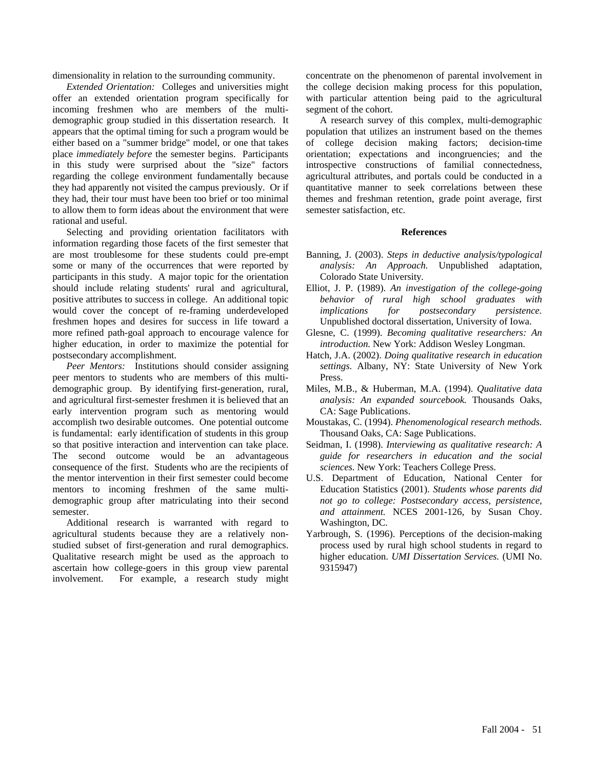dimensionality in relation to the surrounding community.

*Extended Orientation:* Colleges and universities might offer an extended orientation program specifically for incoming freshmen who are members of the multi-demographic group studied in this dissertation research. It appears that the optimal timing for such a program would be either based on a "summer bridge" model, or one that takes place *immediately before* the semester begins. Participants in this study were surprised about the "size" factors regarding the college environment fundamentally because they had apparently not visited the campus previously. Or if they had, their tour must have been too brief or too minimal to allow them to form ideas about the environment that were rational and useful.

Selecting and providing orientation facilitators with information regarding those facets of the first semester that are most troublesome for these students could pre-empt some or many of the occurrences that were reported by participants in this study. A major topic for the orientation should include relating students' rural and agricultural, positive attributes to success in college. An additional topic would cover the concept of re-framing underdeveloped freshmen hopes and desires for success in life toward a more refined path-goal approach to encourage valence for higher education, in order to maximize the potential for postsecondary accomplishment.

*Peer Mentors:* Institutions should consider assigning peer mentors to students who are members of this multi-demographic group. By identifying first-generation, rural, and agricultural first-semester freshmen it is believed that an early intervention program such as mentoring would accomplish two desirable outcomes. One potential outcome is fundamental: early identification of students in this group so that positive interaction and intervention can take place. The second outcome would be an advantageous consequence of the first. Students who are the recipients of the mentor intervention in their first semester could become mentors to incoming freshmen of the same multi-demographic group after matriculating into their second semester.

Additional research is warranted with regard to agricultural students because they are a relatively non-studied subset of first-generation and rural demographics. Qualitative research might be used as the approach to ascertain how college-goers in this group view parental involvement. For example, a research study might concentrate on the phenomenon of parental involvement in the college decision making process for this population, with particular attention being paid to the agricultural segment of the cohort.

A research survey of this complex, multi-demographic population that utilizes an instrument based on the themes of college decision making factors; decision-time orientation; expectations and incongruencies; and the introspective constructions of familial connectedness, agricultural attributes, and portals could be conducted in a quantitative manner to seek correlations between these themes and freshman retention, grade point average, first semester satisfaction, etc.

## References

Banning, J. (2003). *Steps in deductive analysis/typological analysis: An Approach.* Unpublished adaptation, Colorado State University.

Elliot, J. P. (1989). *An investigation of the college-going behavior of rural high school graduates with implications for postsecondary persistence.* Unpublished doctoral dissertation, University of Iowa.

Glesne, C. (1999). *Becoming qualitative researchers: An introduction.* New York: Addison Wesley Longman.

Hatch, J.A. (2002). *Doing qualitative research in education settings.* Albany, NY: State University of New York Press.

Miles, M.B., & Huberman, M.A. (1994). *Qualitative data analysis: An expanded sourcebook.* Thousands Oaks, CA: Sage Publications.

Moustakas, C. (1994). *Phenomenological research methods.* Thousand Oaks, CA: Sage Publications.

Seidman, I. (1998). *Interviewing as qualitative research: A guide for researchers in education and the social sciences.* New York: Teachers College Press.

U.S. Department of Education, National Center for Education Statistics (2001). *Students whose parents did not go to college: Postsecondary access, persistence, and attainment.* NCES 2001-126, by Susan Choy. Washington, DC.

Yarbrough, S. (1996). Perceptions of the decision-making process used by rural high school students in regard to higher education. *UMI Dissertation Services.* (UMI No. 9315947)